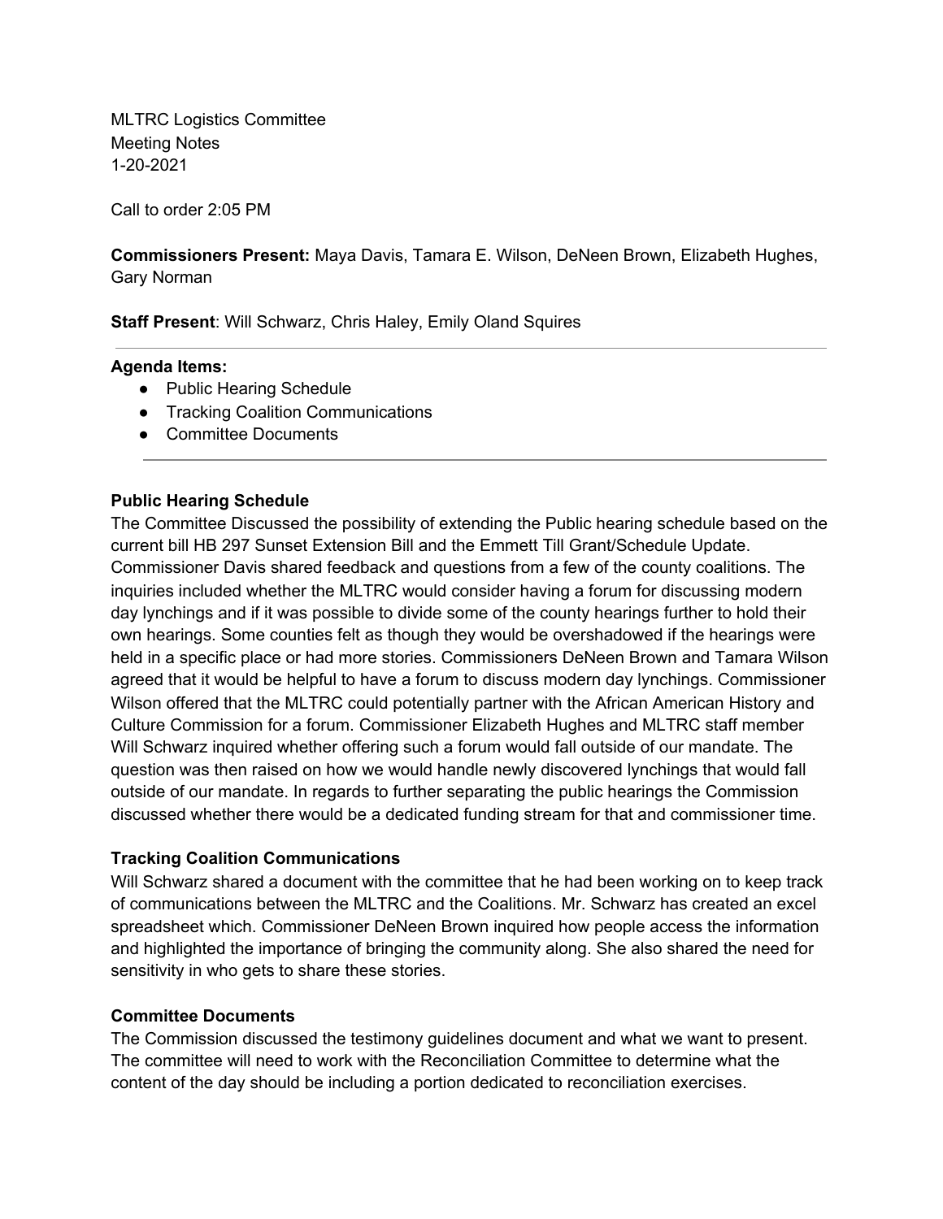MLTRC Logistics Committee
Meeting Notes
1-20-2021

Call to order 2:05 PM

**Commissioners Present:** Maya Davis, Tamara E. Wilson, DeNeen Brown, Elizabeth Hughes, Gary Norman

**Staff Present**: Will Schwarz, Chris Haley, Emily Oland Squires

---

**Agenda Items:**

- Public Hearing Schedule
- Tracking Coalition Communications
- Committee Documents

---

**Public Hearing Schedule**

The Committee Discussed the possibility of extending the Public hearing schedule based on the current bill HB 297 Sunset Extension Bill and the Emmett Till Grant/Schedule Update. Commissioner Davis shared feedback and questions from a few of the county coalitions. The inquiries included whether the MLTRC would consider having a forum for discussing modern day lynchings and if it was possible to divide some of the county hearings further to hold their own hearings. Some counties felt as though they would be overshadowed if the hearings were held in a specific place or had more stories. Commissioners DeNeen Brown and Tamara Wilson agreed that it would be helpful to have a forum to discuss modern day lynchings. Commissioner Wilson offered that the MLTRC could potentially partner with the African American History and Culture Commission for a forum. Commissioner Elizabeth Hughes and MLTRC staff member Will Schwarz inquired whether offering such a forum would fall outside of our mandate. The question was then raised on how we would handle newly discovered lynchings that would fall outside of our mandate. In regards to further separating the public hearings the Commission discussed whether there would be a dedicated funding stream for that and commissioner time.

**Tracking Coalition Communications**

Will Schwarz shared a document with the committee that he had been working on to keep track of communications between the MLTRC and the Coalitions. Mr. Schwarz has created an excel spreadsheet which. Commissioner DeNeen Brown inquired how people access the information and highlighted the importance of bringing the community along. She also shared the need for sensitivity in who gets to share these stories.

**Committee Documents**

The Commission discussed the testimony guidelines document and what we want to present. The committee will need to work with the Reconciliation Committee to determine what the content of the day should be including a portion dedicated to reconciliation exercises.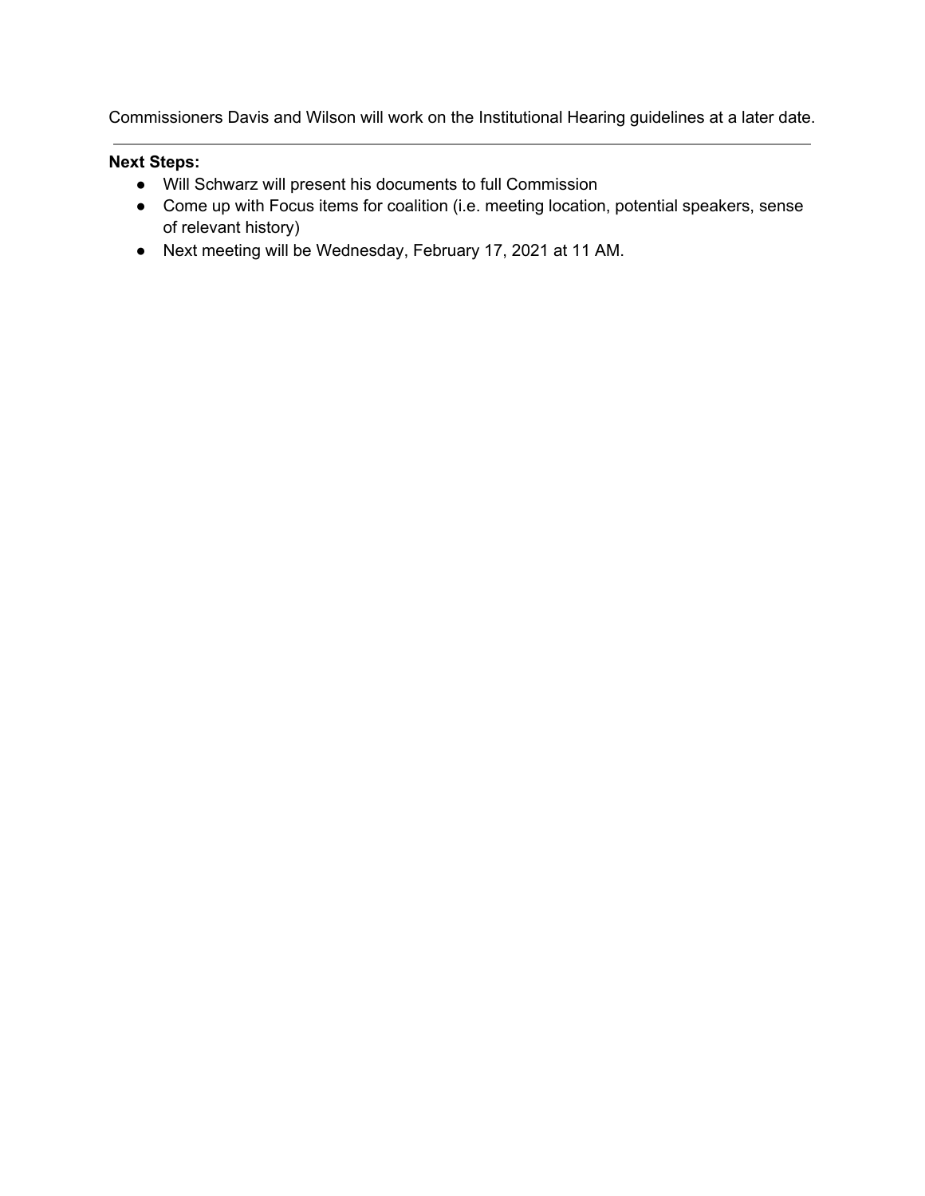Commissioners Davis and Wilson will work on the Institutional Hearing guidelines at a later date.

---

**Next Steps:**

- Will Schwarz will present his documents to full Commission
- Come up with Focus items for coalition (i.e. meeting location, potential speakers, sense of relevant history)
- Next meeting will be Wednesday, February 17, 2021 at 11 AM.